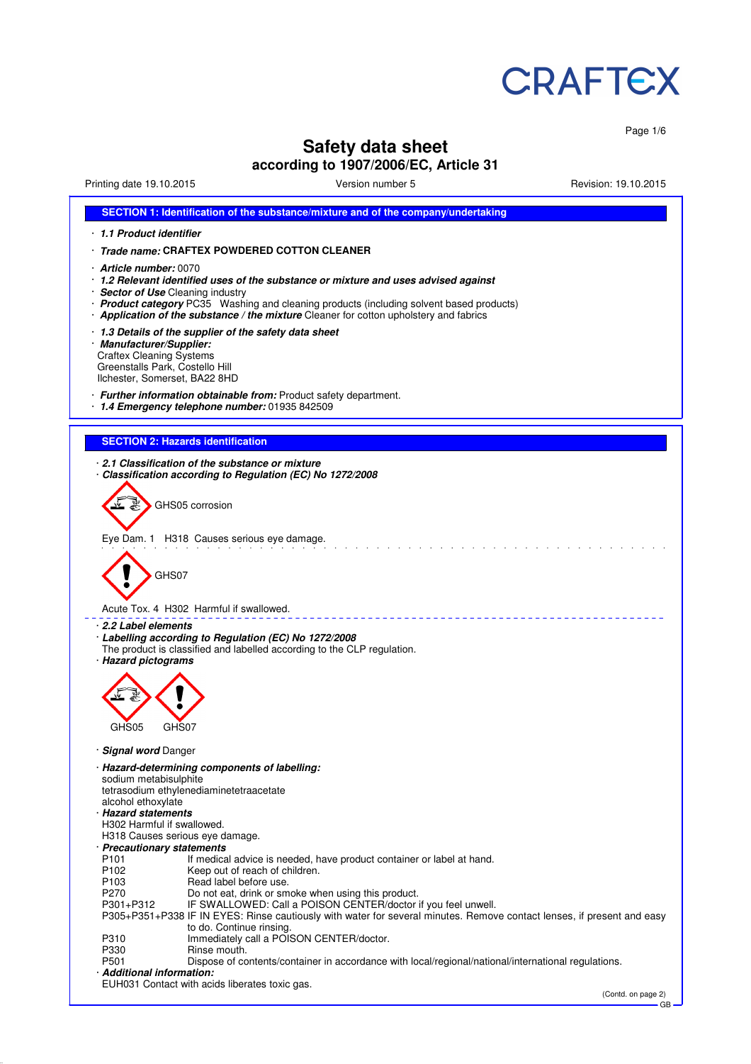CRAFTEX

# Safety data sheet
## according to 1907/2006/EC, Article 31

Printing date 19.10.2015 Version number 5 Revision: 19.10.2015

### SECTION 1: Identification of the substance/mixture and of the company/undertaking

- ***1.1 Product identifier***
- ***Trade name:*** **CRAFTEX POWDERED COTTON CLEANER**
- ***Article number:*** 0070
- ***1.2 Relevant identified uses of the substance or mixture and uses advised against***
- ***Sector of Use*** Cleaning industry
- ***Product category*** PC35 Washing and cleaning products (including solvent based products)
- ***Application of the substance / the mixture*** Cleaner for cotton upholstery and fabrics
- ***1.3 Details of the supplier of the safety data sheet***
- ***Manufacturer/Supplier:***
  Craftex Cleaning Systems
  Greenstalls Park, Costello Hill
  Ilchester, Somerset, BA22 8HD
- ***Further information obtainable from:*** Product safety department.
- ***1.4 Emergency telephone number:*** 01935 842509

### SECTION 2: Hazards identification

- ***2.1 Classification of the substance or mixture***
- ***Classification according to Regulation (EC) No 1272/2008***

GHS05 corrosion

Eye Dam. 1 H318 Causes serious eye damage.

GHS07

Acute Tox. 4 H302 Harmful if swallowed.

- ***2.2 Label elements***
- ***Labelling according to Regulation (EC) No 1272/2008***
  The product is classified and labelled according to the CLP regulation.
- ***Hazard pictograms***

GHS05 GHS07

- ***Signal word*** Danger
- ***Hazard-determining components of labelling:***
  sodium metabisulphite
  tetrasodium ethylenediaminetetraacetate
  alcohol ethoxylate
- ***Hazard statements***
  H302 Harmful if swallowed.
  H318 Causes serious eye damage.
- ***Precautionary statements***

| | |
|---|---|
| P101 | If medical advice is needed, have product container or label at hand. |
| P102 | Keep out of reach of children. |
| P103 | Read label before use. |
| P270 | Do not eat, drink or smoke when using this product. |
| P301+P312 | IF SWALLOWED: Call a POISON CENTER/doctor if you feel unwell. |
| P305+P351+P338 | IF IN EYES: Rinse cautiously with water for several minutes. Remove contact lenses, if present and easy to do. Continue rinsing. |
| P310 | Immediately call a POISON CENTER/doctor. |
| P330 | Rinse mouth. |
| P501 | Dispose of contents/container in accordance with local/regional/national/international regulations. |

- ***Additional information:***
  EUH031 Contact with acids liberates toxic gas.

(Contd. on page 2)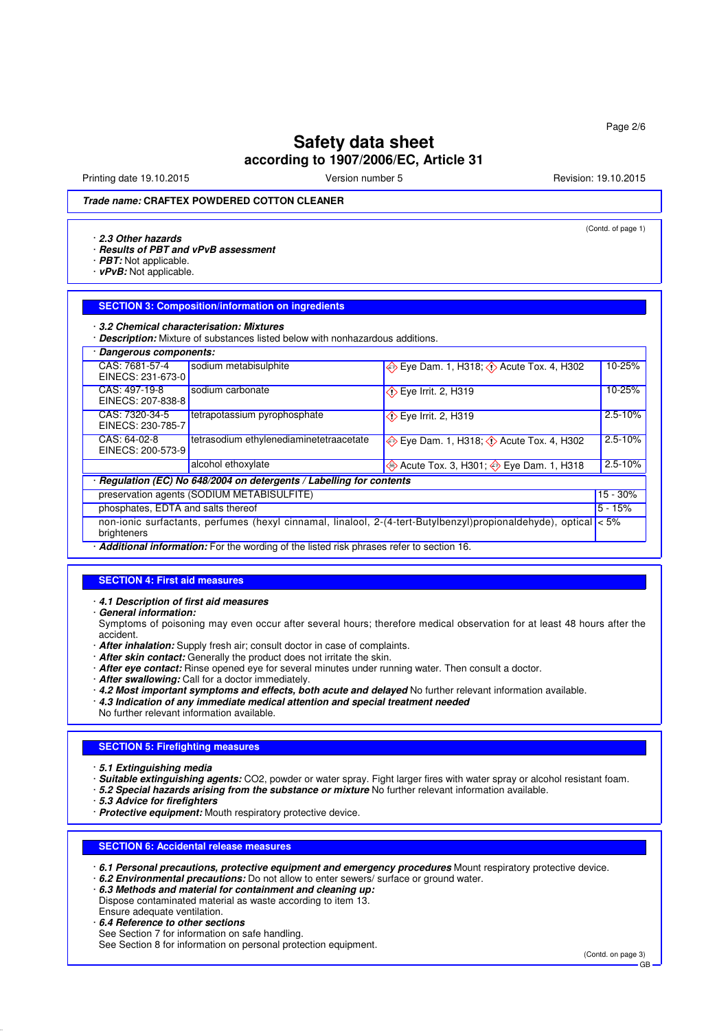# Safety data sheet
## according to 1907/2006/EC, Article 31

Printing date 19.10.2015 | Version number 5 | Revision: 19.10.2015

***Trade name:* CRAFTEX POWDERED COTTON CLEANER**

(Contd. of page 1)

· ***2.3 Other hazards***
· ***Results of PBT and vPvB assessment***
· ***PBT:*** Not applicable.
· ***vPvB:*** Not applicable.

## SECTION 3: Composition/information on ingredients

· ***3.2 Chemical characterisation: Mixtures***
· ***Description:*** Mixture of substances listed below with nonhazardous additions.

· ***Dangerous components:***

| | | | |
|---|---|---|---|
| CAS: 7681-57-4<br>EINECS: 231-673-0 | sodium metabisulphite | Eye Dam. 1, H318; Acute Tox. 4, H302 | 10-25% |
| CAS: 497-19-8<br>EINECS: 207-838-8 | sodium carbonate | Eye Irrit. 2, H319 | 10-25% |
| CAS: 7320-34-5<br>EINECS: 230-785-7 | tetrapotassium pyrophosphate | Eye Irrit. 2, H319 | 2.5-10% |
| CAS: 64-02-8<br>EINECS: 200-573-9 | tetrasodium ethylenediaminetetraacetate | Eye Dam. 1, H318; Acute Tox. 4, H302 | 2.5-10% |
| | alcohol ethoxylate | Acute Tox. 3, H301; Eye Dam. 1, H318 | 2.5-10% |

· ***Regulation (EC) No 648/2004 on detergents / Labelling for contents***

| | |
|---|---|
| preservation agents (SODIUM METABISULFITE) | 15 - 30% |
| phosphates, EDTA and salts thereof | 5 - 15% |
| non-ionic surfactants, perfumes (hexyl cinnamal, linalool, 2-(4-tert-Butylbenzyl)propionaldehyde), optical brighteners | < 5% |

· ***Additional information:*** For the wording of the listed risk phrases refer to section 16.

## SECTION 4: First aid measures

· ***4.1 Description of first aid measures***
· ***General information:***
Symptoms of poisoning may even occur after several hours; therefore medical observation for at least 48 hours after the accident.
· ***After inhalation:*** Supply fresh air; consult doctor in case of complaints.
· ***After skin contact:*** Generally the product does not irritate the skin.
· ***After eye contact:*** Rinse opened eye for several minutes under running water. Then consult a doctor.
· ***After swallowing:*** Call for a doctor immediately.
· ***4.2 Most important symptoms and effects, both acute and delayed*** No further relevant information available.
· ***4.3 Indication of any immediate medical attention and special treatment needed***
No further relevant information available.

## SECTION 5: Firefighting measures

· ***5.1 Extinguishing media***
· ***Suitable extinguishing agents:*** CO2, powder or water spray. Fight larger fires with water spray or alcohol resistant foam.
· ***5.2 Special hazards arising from the substance or mixture*** No further relevant information available.
· ***5.3 Advice for firefighters***
· ***Protective equipment:*** Mouth respiratory protective device.

## SECTION 6: Accidental release measures

· ***6.1 Personal precautions, protective equipment and emergency procedures*** Mount respiratory protective device.
· ***6.2 Environmental precautions:*** Do not allow to enter sewers/ surface or ground water.
· ***6.3 Methods and material for containment and cleaning up:***
Dispose contaminated material as waste according to item 13.
Ensure adequate ventilation.
· ***6.4 Reference to other sections***
See Section 7 for information on safe handling.
See Section 8 for information on personal protection equipment.

(Contd. on page 3)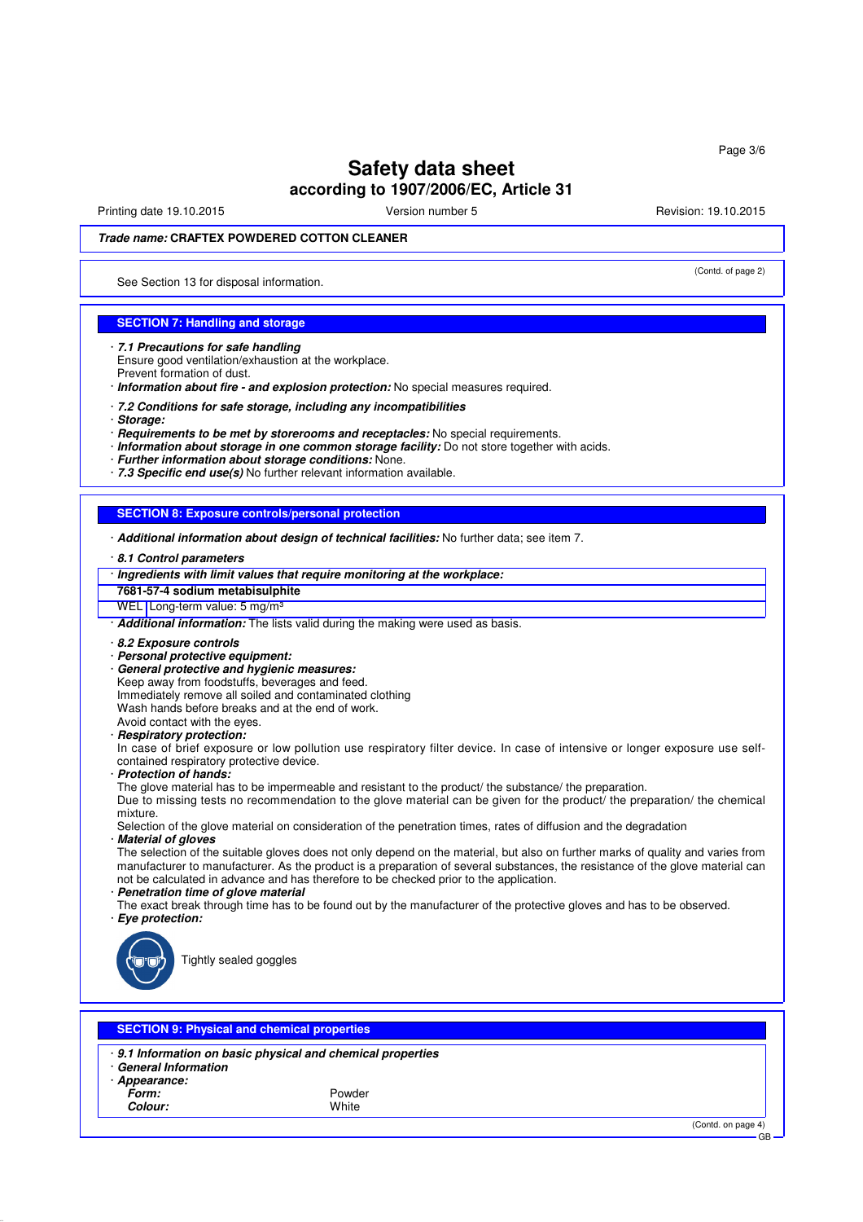# Safety data sheet

## according to 1907/2006/EC, Article 31

Printing date 19.10.2015 | Version number 5 | Revision: 19.10.2015

***Trade name:*** **CRAFTEX POWDERED COTTON CLEANER**

(Contd. of page 2)

See Section 13 for disposal information.

## SECTION 7: Handling and storage

· ***7.1 Precautions for safe handling***
Ensure good ventilation/exhaustion at the workplace.
Prevent formation of dust.
· ***Information about fire - and explosion protection:*** No special measures required.

· ***7.2 Conditions for safe storage, including any incompatibilities***
· ***Storage:***
· ***Requirements to be met by storerooms and receptacles:*** No special requirements.
· ***Information about storage in one common storage facility:*** Do not store together with acids.
· ***Further information about storage conditions:*** None.
· ***7.3 Specific end use(s)*** No further relevant information available.

## SECTION 8: Exposure controls/personal protection

· ***Additional information about design of technical facilities:*** No further data; see item 7.

· ***8.1 Control parameters***

| · ***Ingredients with limit values that require monitoring at the workplace:*** | |
|---|---|
| **7681-57-4 sodium metabisulphite** | |
| WEL | Long-term value: 5 mg/m³ |

· ***Additional information:*** The lists valid during the making were used as basis.

· ***8.2 Exposure controls***
· ***Personal protective equipment:***
· ***General protective and hygienic measures:***
Keep away from foodstuffs, beverages and feed.
Immediately remove all soiled and contaminated clothing
Wash hands before breaks and at the end of work.
Avoid contact with the eyes.
· ***Respiratory protection:***
In case of brief exposure or low pollution use respiratory filter device. In case of intensive or longer exposure use self-contained respiratory protective device.
· ***Protection of hands:***
The glove material has to be impermeable and resistant to the product/ the substance/ the preparation.
Due to missing tests no recommendation to the glove material can be given for the product/ the preparation/ the chemical mixture.
Selection of the glove material on consideration of the penetration times, rates of diffusion and the degradation
· ***Material of gloves***
The selection of the suitable gloves does not only depend on the material, but also on further marks of quality and varies from manufacturer to manufacturer. As the product is a preparation of several substances, the resistance of the glove material can not be calculated in advance and has therefore to be checked prior to the application.
· ***Penetration time of glove material***
The exact break through time has to be found out by the manufacturer of the protective gloves and has to be observed.
· ***Eye protection:***

Tightly sealed goggles

## SECTION 9: Physical and chemical properties

· ***9.1 Information on basic physical and chemical properties***
· ***General Information***
· ***Appearance:***

| | |
|---|---|
| ***Form:*** | Powder |
| ***Colour:*** | White |

(Contd. on page 4)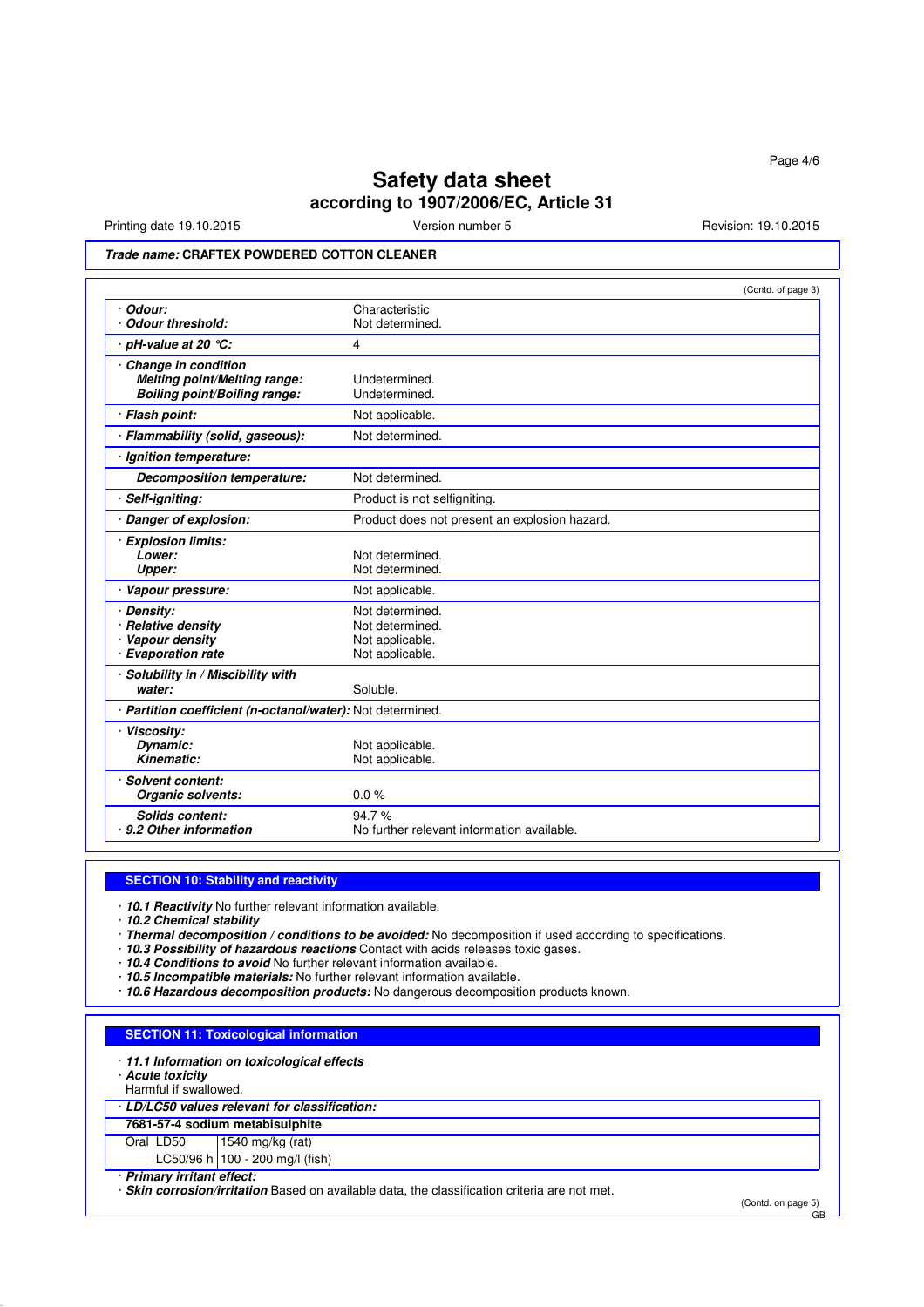**Safety data sheet**
**according to 1907/2006/EC, Article 31**

Printing date 19.10.2015 | Version number 5 | Revision: 19.10.2015

***Trade name:* CRAFTEX POWDERED COTTON CLEANER**

(Contd. of page 3)

| | |
|---|---|
| · ***Odour:*** | Characteristic |
| · ***Odour threshold:*** | Not determined. |
| · ***pH-value at 20 °C:*** | 4 |
| · ***Change in condition*** | |
| ***Melting point/Melting range:*** | Undetermined. |
| ***Boiling point/Boiling range:*** | Undetermined. |
| · ***Flash point:*** | Not applicable. |
| · ***Flammability (solid, gaseous):*** | Not determined. |
| · ***Ignition temperature:*** | |
| ***Decomposition temperature:*** | Not determined. |
| · ***Self-igniting:*** | Product is not selfigniting. |
| · ***Danger of explosion:*** | Product does not present an explosion hazard. |
| · ***Explosion limits:*** | |
| ***Lower:*** | Not determined. |
| ***Upper:*** | Not determined. |
| · ***Vapour pressure:*** | Not applicable. |
| · ***Density:*** | Not determined. |
| · ***Relative density*** | Not determined. |
| · ***Vapour density*** | Not applicable. |
| · ***Evaporation rate*** | Not applicable. |
| · ***Solubility in / Miscibility with water:*** | Soluble. |
| · ***Partition coefficient (n-octanol/water):*** | Not determined. |
| · ***Viscosity:*** | |
| ***Dynamic:*** | Not applicable. |
| ***Kinematic:*** | Not applicable. |
| · ***Solvent content:*** | |
| ***Organic solvents:*** | 0.0 % |
| ***Solids content:*** | 94.7 % |
| · ***9.2 Other information*** | No further relevant information available. |

## SECTION 10: Stability and reactivity

· ***10.1 Reactivity*** No further relevant information available.
· ***10.2 Chemical stability***
· ***Thermal decomposition / conditions to be avoided:*** No decomposition if used according to specifications.
· ***10.3 Possibility of hazardous reactions*** Contact with acids releases toxic gases.
· ***10.4 Conditions to avoid*** No further relevant information available.
· ***10.5 Incompatible materials:*** No further relevant information available.
· ***10.6 Hazardous decomposition products:*** No dangerous decomposition products known.

## SECTION 11: Toxicological information

· ***11.1 Information on toxicological effects***
· ***Acute toxicity***
Harmful if swallowed.

· ***LD/LC50 values relevant for classification:***

| **7681-57-4 sodium metabisulphite** | | |
|---|---|---|
| Oral | LD50 | 1540 mg/kg (rat) |
| | LC50/96 h | 100 - 200 mg/l (fish) |

· ***Primary irritant effect:***
· ***Skin corrosion/irritation*** Based on available data, the classification criteria are not met.

(Contd. on page 5)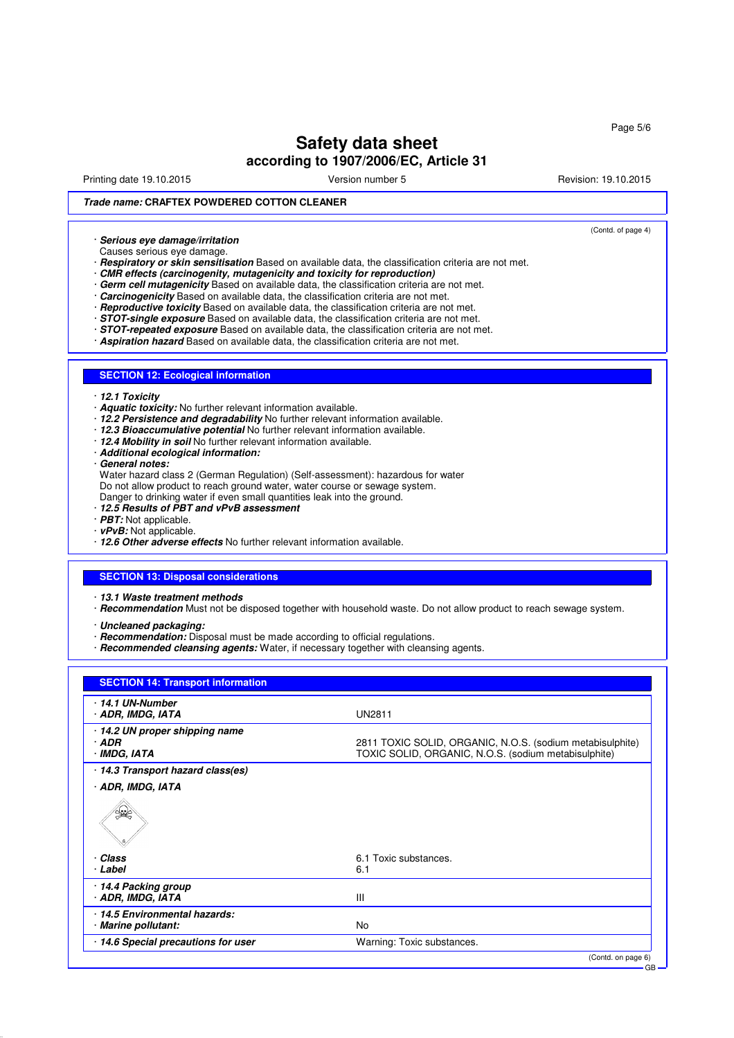**Trade name: CRAFTEX POWDERED COTTON CLEANER**

(Contd. of page 4)

· ***Serious eye damage/irritation***
Causes serious eye damage.
· ***Respiratory or skin sensitisation*** Based on available data, the classification criteria are not met.
· ***CMR effects (carcinogenity, mutagenicity and toxicity for reproduction)***
· ***Germ cell mutagenicity*** Based on available data, the classification criteria are not met.
· ***Carcinogenicity*** Based on available data, the classification criteria are not met.
· ***Reproductive toxicity*** Based on available data, the classification criteria are not met.
· ***STOT-single exposure*** Based on available data, the classification criteria are not met.
· ***STOT-repeated exposure*** Based on available data, the classification criteria are not met.
· ***Aspiration hazard*** Based on available data, the classification criteria are not met.

## SECTION 12: Ecological information

· ***12.1 Toxicity***
· ***Aquatic toxicity:*** No further relevant information available.
· ***12.2 Persistence and degradability*** No further relevant information available.
· ***12.3 Bioaccumulative potential*** No further relevant information available.
· ***12.4 Mobility in soil*** No further relevant information available.
· ***Additional ecological information:***
· ***General notes:***
Water hazard class 2 (German Regulation) (Self-assessment): hazardous for water
Do not allow product to reach ground water, water course or sewage system.
Danger to drinking water if even small quantities leak into the ground.
· ***12.5 Results of PBT and vPvB assessment***
· ***PBT:*** Not applicable.
· ***vPvB:*** Not applicable.
· ***12.6 Other adverse effects*** No further relevant information available.

## SECTION 13: Disposal considerations

· ***13.1 Waste treatment methods***
· ***Recommendation*** Must not be disposed together with household waste. Do not allow product to reach sewage system.

· ***Uncleaned packaging:***
· ***Recommendation:*** Disposal must be made according to official regulations.
· ***Recommended cleansing agents:*** Water, if necessary together with cleansing agents.

## SECTION 14: Transport information

| | |
|---|---|
| · ***14.1 UN-Number*** | |
| · ***ADR, IMDG, IATA*** | UN2811 |
| · ***14.2 UN proper shipping name*** | |
| · ***ADR*** | 2811 TOXIC SOLID, ORGANIC, N.O.S. (sodium metabisulphite) |
| · ***IMDG, IATA*** | TOXIC SOLID, ORGANIC, N.O.S. (sodium metabisulphite) |
| · ***14.3 Transport hazard class(es)*** | |
| · ***ADR, IMDG, IATA*** | |
| · ***Class*** | 6.1 Toxic substances. |
| · ***Label*** | 6.1 |
| · ***14.4 Packing group*** | |
| · ***ADR, IMDG, IATA*** | III |
| · ***14.5 Environmental hazards:*** | |
| · ***Marine pollutant:*** | No |
| · ***14.6 Special precautions for user*** | Warning: Toxic substances. |

(Contd. on page 6)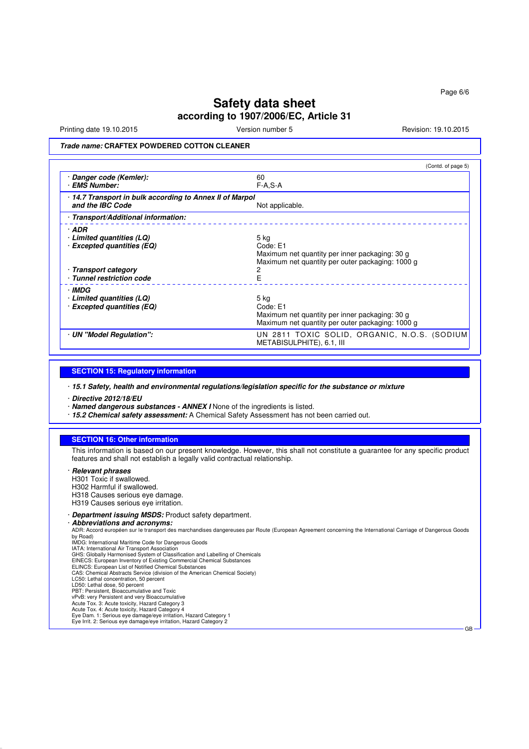# Safety data sheet
## according to 1907/2006/EC, Article 31

Printing date 19.10.2015 Version number 5 Revision: 19.10.2015

**Trade name: CRAFTEX POWDERED COTTON CLEANER**

(Contd. of page 5)

| | |
|---|---|
| · ***Danger code (Kemler):*** | 60 |
| · ***EMS Number:*** | F-A,S-A |
| · ***14.7 Transport in bulk according to Annex II of Marpol and the IBC Code*** | Not applicable. |
| · ***Transport/Additional information:*** | |
| · ***ADR*** | |
| · ***Limited quantities (LQ)*** | 5 kg |
| · ***Excepted quantities (EQ)*** | Code: E1<br>Maximum net quantity per inner packaging: 30 g<br>Maximum net quantity per outer packaging: 1000 g |
| · ***Transport category*** | 2 |
| · ***Tunnel restriction code*** | E |
| · ***IMDG*** | |
| · ***Limited quantities (LQ)*** | 5 kg |
| · ***Excepted quantities (EQ)*** | Code: E1<br>Maximum net quantity per inner packaging: 30 g<br>Maximum net quantity per outer packaging: 1000 g |
| · ***UN "Model Regulation":*** | UN 2811 TOXIC SOLID, ORGANIC, N.O.S. (SODIUM METABISULPHITE), 6.1, III |

## SECTION 15: Regulatory information

· ***15.1 Safety, health and environmental regulations/legislation specific for the substance or mixture***

· ***Directive 2012/18/EU***
· ***Named dangerous substances - ANNEX I*** None of the ingredients is listed.
· ***15.2 Chemical safety assessment:*** A Chemical Safety Assessment has not been carried out.

## SECTION 16: Other information

This information is based on our present knowledge. However, this shall not constitute a guarantee for any specific product features and shall not establish a legally valid contractual relationship.

· ***Relevant phrases***
H301 Toxic if swallowed.
H302 Harmful if swallowed.
H318 Causes serious eye damage.
H319 Causes serious eye irritation.

· ***Department issuing MSDS:*** Product safety department.
· ***Abbreviations and acronyms:***
ADR: Accord européen sur le transport des marchandises dangereuses par Route (European Agreement concerning the International Carriage of Dangerous Goods by Road)
IMDG: International Maritime Code for Dangerous Goods
IATA: International Air Transport Association
GHS: Globally Harmonised System of Classification and Labelling of Chemicals
EINECS: European Inventory of Existing Commercial Chemical Substances
ELINCS: European List of Notified Chemical Substances
CAS: Chemical Abstracts Service (division of the American Chemical Society)
LC50: Lethal concentration, 50 percent
LD50: Lethal dose, 50 percent
PBT: Persistent, Bioaccumulative and Toxic
vPvB: very Persistent and very Bioaccumulative
Acute Tox. 3: Acute toxicity, Hazard Category 3
Acute Tox. 4: Acute toxicity, Hazard Category 4
Eye Dam. 1: Serious eye damage/eye irritation, Hazard Category 1
Eye Irrit. 2: Serious eye damage/eye irritation, Hazard Category 2